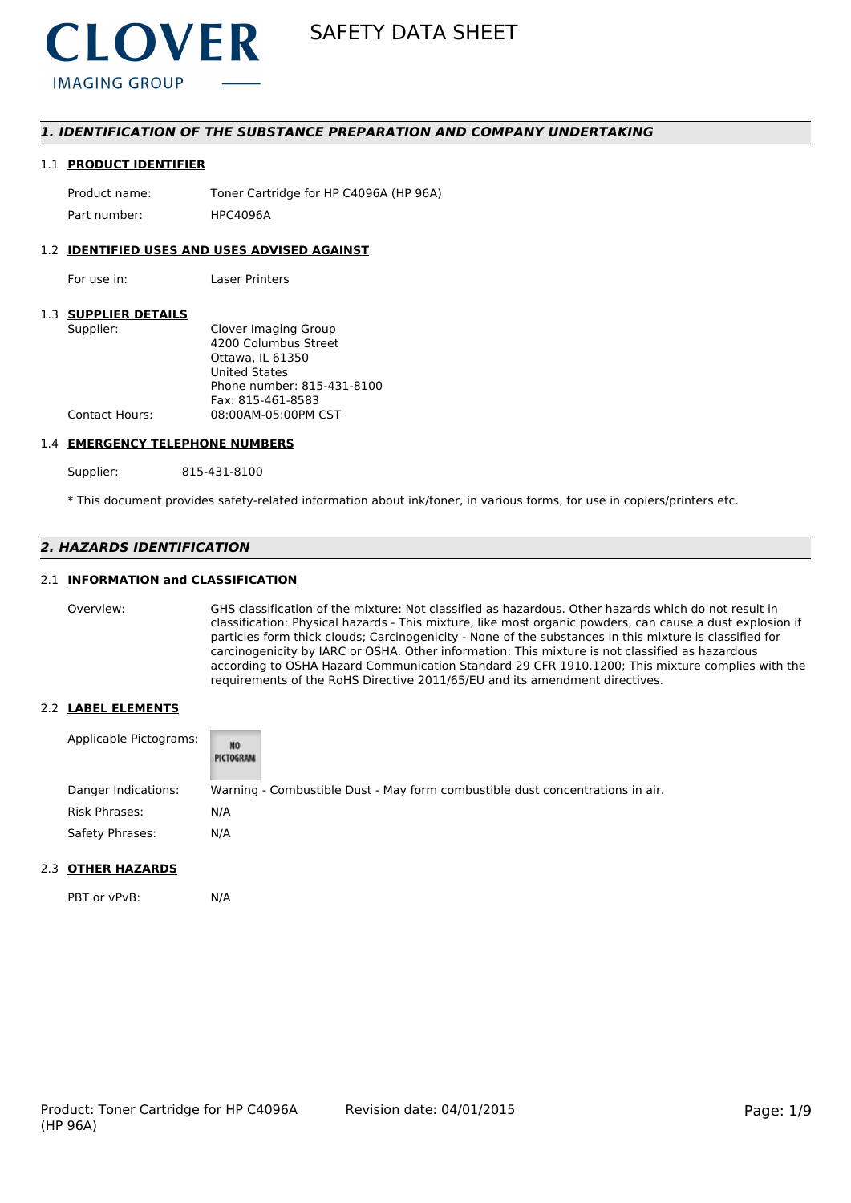**CLOVER**
IMAGING GROUP

# SAFETY DATA SHEET

## *1. IDENTIFICATION OF THE SUBSTANCE PREPARATION AND COMPANY UNDERTAKING*

### 1.1 PRODUCT IDENTIFIER

Product name: Toner Cartridge for HP C4096A (HP 96A)

Part number: HPC4096A

### 1.2 IDENTIFIED USES AND USES ADVISED AGAINST

For use in: Laser Printers

### 1.3 SUPPLIER DETAILS

Supplier: Clover Imaging Group
4200 Columbus Street
Ottawa, IL 61350
United States
Phone number: 815-431-8100
Fax: 815-461-8583

Contact Hours: 08:00AM-05:00PM CST

### 1.4 EMERGENCY TELEPHONE NUMBERS

Supplier: 815-431-8100

* This document provides safety-related information about ink/toner, in various forms, for use in copiers/printers etc.

## *2. HAZARDS IDENTIFICATION*

### 2.1 INFORMATION and CLASSIFICATION

Overview: GHS classification of the mixture: Not classified as hazardous. Other hazards which do not result in classification: Physical hazards - This mixture, like most organic powders, can cause a dust explosion if particles form thick clouds; Carcinogenicity - None of the substances in this mixture is classified for carcinogenicity by IARC or OSHA. Other information: This mixture is not classified as hazardous according to OSHA Hazard Communication Standard 29 CFR 1910.1200; This mixture complies with the requirements of the RoHS Directive 2011/65/EU and its amendment directives.

### 2.2 LABEL ELEMENTS

Applicable Pictograms: NO PICTOGRAM

Danger Indications: Warning - Combustible Dust - May form combustible dust concentrations in air.

Risk Phrases: N/A

Safety Phrases: N/A

### 2.3 OTHER HAZARDS

PBT or vPvB: N/A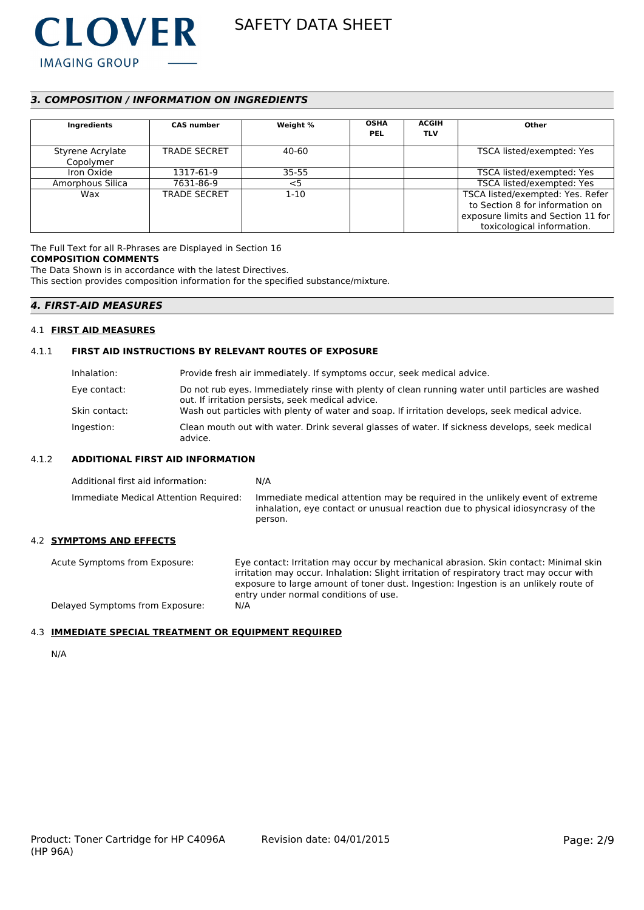## *3. COMPOSITION / INFORMATION ON INGREDIENTS*

| Ingredients | CAS number | Weight % | OSHA PEL | ACGIH TLV | Other |
|---|---|---|---|---|---|
| Styrene Acrylate Copolymer | TRADE SECRET | 40-60 | | | TSCA listed/exempted: Yes |
| Iron Oxide | 1317-61-9 | 35-55 | | | TSCA listed/exempted: Yes |
| Amorphous Silica | 7631-86-9 | <5 | | | TSCA listed/exempted: Yes |
| Wax | TRADE SECRET | 1-10 | | | TSCA listed/exempted: Yes. Refer to Section 8 for information on exposure limits and Section 11 for toxicological information. |

The Full Text for all R-Phrases are Displayed in Section 16

**COMPOSITION COMMENTS**

The Data Shown is in accordance with the latest Directives.

This section provides composition information for the specified substance/mixture.

## *4. FIRST-AID MEASURES*

### 4.1 FIRST AID MEASURES

#### 4.1.1 FIRST AID INSTRUCTIONS BY RELEVANT ROUTES OF EXPOSURE

Inhalation: Provide fresh air immediately. If symptoms occur, seek medical advice.

Eye contact: Do not rub eyes. Immediately rinse with plenty of clean running water until particles are washed out. If irritation persists, seek medical advice.

Skin contact: Wash out particles with plenty of water and soap. If irritation develops, seek medical advice.

Ingestion: Clean mouth out with water. Drink several glasses of water. If sickness develops, seek medical advice.

#### 4.1.2 ADDITIONAL FIRST AID INFORMATION

Additional first aid information: N/A

Immediate Medical Attention Required: Immediate medical attention may be required in the unlikely event of extreme inhalation, eye contact or unusual reaction due to physical idiosyncrasy of the person.

### 4.2 SYMPTOMS AND EFFECTS

Acute Symptoms from Exposure: Eye contact: Irritation may occur by mechanical abrasion. Skin contact: Minimal skin irritation may occur. Inhalation: Slight irritation of respiratory tract may occur with exposure to large amount of toner dust. Ingestion: Ingestion is an unlikely route of entry under normal conditions of use.

Delayed Symptoms from Exposure: N/A

### 4.3 IMMEDIATE SPECIAL TREATMENT OR EQUIPMENT REQUIRED

N/A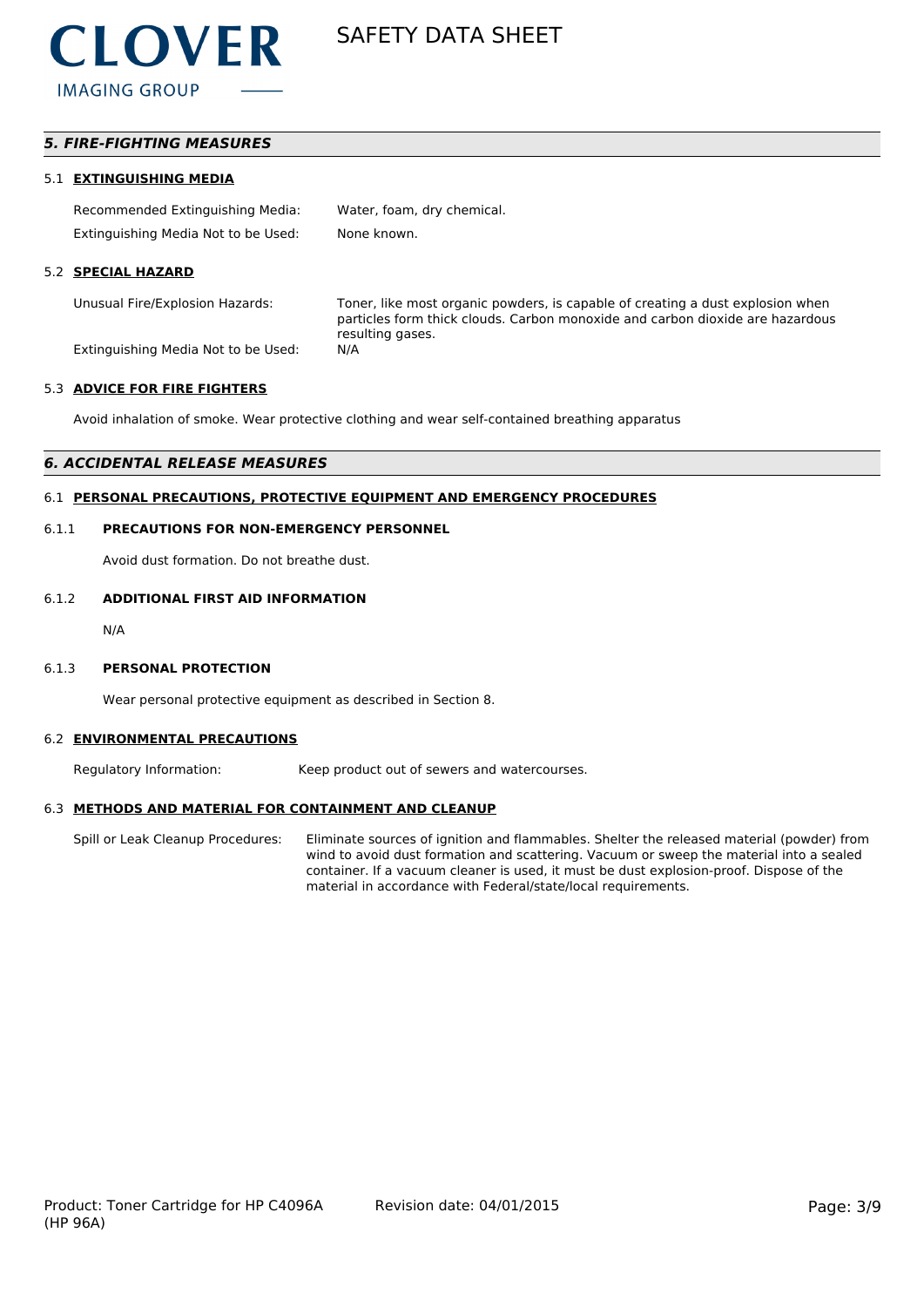## 5. FIRE-FIGHTING MEASURES

### 5.1 EXTINGUISHING MEDIA

| | |
|---|---|
| Recommended Extinguishing Media: | Water, foam, dry chemical. |
| Extinguishing Media Not to be Used: | None known. |

### 5.2 SPECIAL HAZARD

| | |
|---|---|
| Unusual Fire/Explosion Hazards: | Toner, like most organic powders, is capable of creating a dust explosion when particles form thick clouds. Carbon monoxide and carbon dioxide are hazardous resulting gases. |
| Extinguishing Media Not to be Used: | N/A |

### 5.3 ADVICE FOR FIRE FIGHTERS

Avoid inhalation of smoke. Wear protective clothing and wear self-contained breathing apparatus

## 6. ACCIDENTAL RELEASE MEASURES

### 6.1 PERSONAL PRECAUTIONS, PROTECTIVE EQUIPMENT AND EMERGENCY PROCEDURES

#### 6.1.1 PRECAUTIONS FOR NON-EMERGENCY PERSONNEL

Avoid dust formation. Do not breathe dust.

#### 6.1.2 ADDITIONAL FIRST AID INFORMATION

N/A

#### 6.1.3 PERSONAL PROTECTION

Wear personal protective equipment as described in Section 8.

### 6.2 ENVIRONMENTAL PRECAUTIONS

| | |
|---|---|
| Regulatory Information: | Keep product out of sewers and watercourses. |

### 6.3 METHODS AND MATERIAL FOR CONTAINMENT AND CLEANUP

| | |
|---|---|
| Spill or Leak Cleanup Procedures: | Eliminate sources of ignition and flammables. Shelter the released material (powder) from wind to avoid dust formation and scattering. Vacuum or sweep the material into a sealed container. If a vacuum cleaner is used, it must be dust explosion-proof. Dispose of the material in accordance with Federal/state/local requirements. |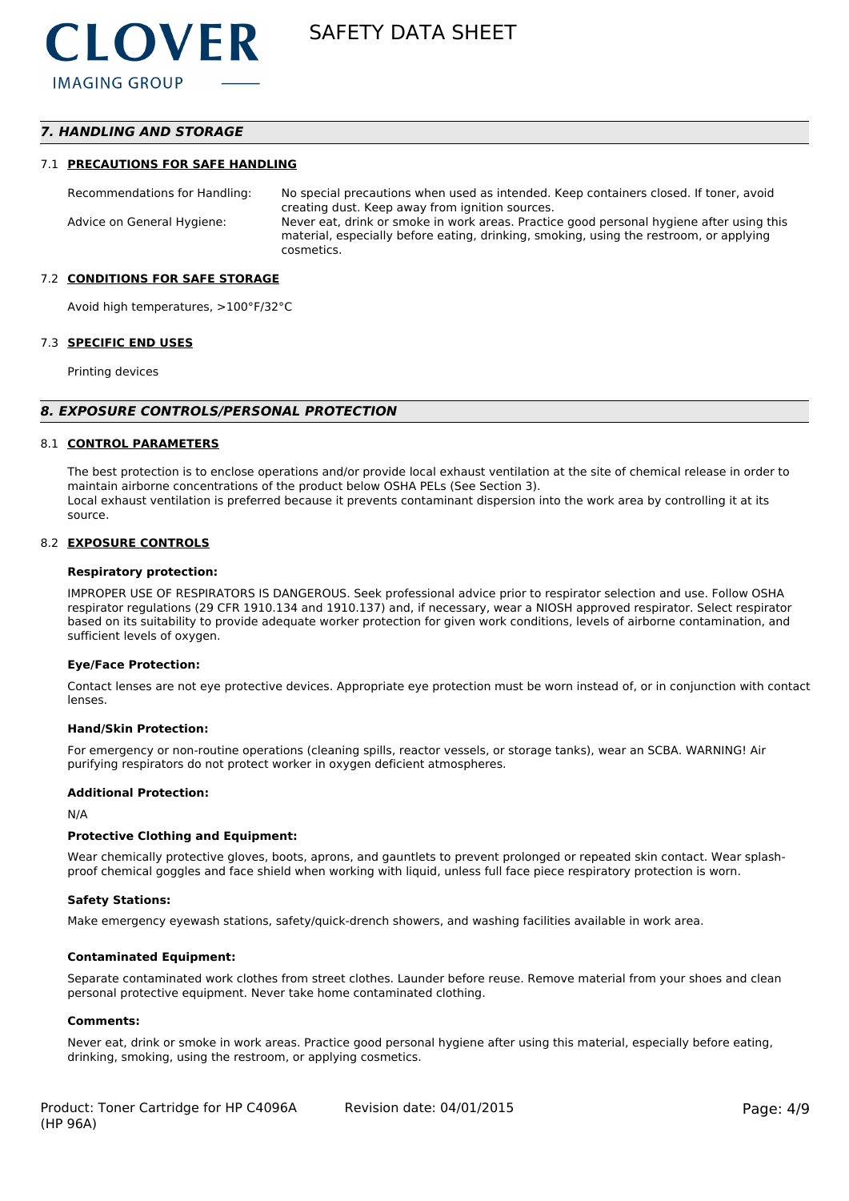## 7. HANDLING AND STORAGE

### 7.1 PRECAUTIONS FOR SAFE HANDLING

| | |
|---|---|
| Recommendations for Handling: | No special precautions when used as intended. Keep containers closed. If toner, avoid creating dust. Keep away from ignition sources. |
| Advice on General Hygiene: | Never eat, drink or smoke in work areas. Practice good personal hygiene after using this material, especially before eating, drinking, smoking, using the restroom, or applying cosmetics. |

### 7.2 CONDITIONS FOR SAFE STORAGE

Avoid high temperatures, >100°F/32°C

### 7.3 SPECIFIC END USES

Printing devices

## 8. EXPOSURE CONTROLS/PERSONAL PROTECTION

### 8.1 CONTROL PARAMETERS

The best protection is to enclose operations and/or provide local exhaust ventilation at the site of chemical release in order to maintain airborne concentrations of the product below OSHA PELs (See Section 3).
Local exhaust ventilation is preferred because it prevents contaminant dispersion into the work area by controlling it at its source.

### 8.2 EXPOSURE CONTROLS

**Respiratory protection:**

IMPROPER USE OF RESPIRATORS IS DANGEROUS. Seek professional advice prior to respirator selection and use. Follow OSHA respirator regulations (29 CFR 1910.134 and 1910.137) and, if necessary, wear a NIOSH approved respirator. Select respirator based on its suitability to provide adequate worker protection for given work conditions, levels of airborne contamination, and sufficient levels of oxygen.

**Eye/Face Protection:**

Contact lenses are not eye protective devices. Appropriate eye protection must be worn instead of, or in conjunction with contact lenses.

**Hand/Skin Protection:**

For emergency or non-routine operations (cleaning spills, reactor vessels, or storage tanks), wear an SCBA. WARNING! Air purifying respirators do not protect worker in oxygen deficient atmospheres.

**Additional Protection:**

N/A

**Protective Clothing and Equipment:**

Wear chemically protective gloves, boots, aprons, and gauntlets to prevent prolonged or repeated skin contact. Wear splash-proof chemical goggles and face shield when working with liquid, unless full face piece respiratory protection is worn.

**Safety Stations:**

Make emergency eyewash stations, safety/quick-drench showers, and washing facilities available in work area.

**Contaminated Equipment:**

Separate contaminated work clothes from street clothes. Launder before reuse. Remove material from your shoes and clean personal protective equipment. Never take home contaminated clothing.

**Comments:**

Never eat, drink or smoke in work areas. Practice good personal hygiene after using this material, especially before eating, drinking, smoking, using the restroom, or applying cosmetics.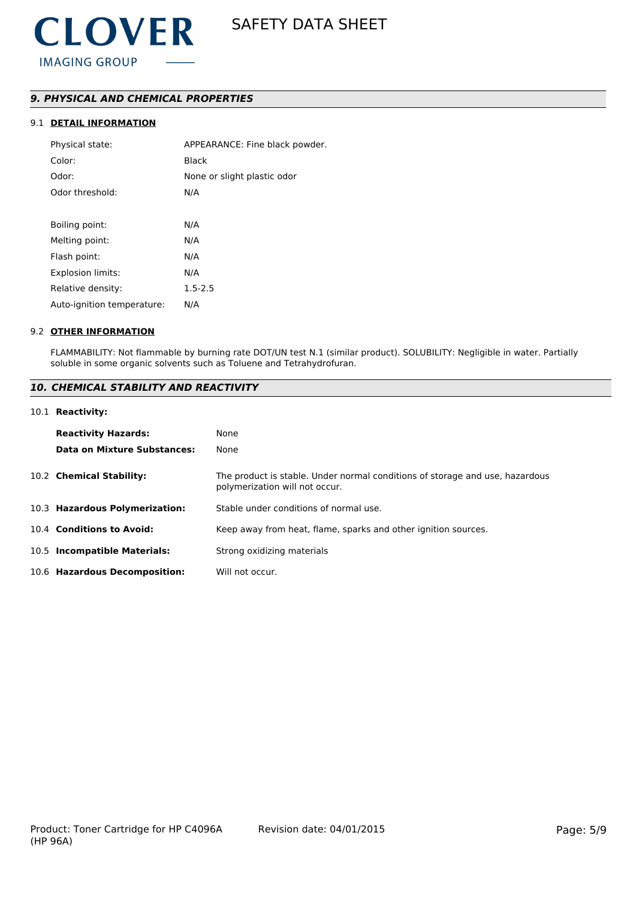## *9. PHYSICAL AND CHEMICAL PROPERTIES*

### 9.1 DETAIL INFORMATION

| | |
|---|---|
| Physical state: | APPEARANCE: Fine black powder. |
| Color: | Black |
| Odor: | None or slight plastic odor |
| Odor threshold: | N/A |
| Boiling point: | N/A |
| Melting point: | N/A |
| Flash point: | N/A |
| Explosion limits: | N/A |
| Relative density: | 1.5-2.5 |
| Auto-ignition temperature: | N/A |

### 9.2 OTHER INFORMATION

FLAMMABILITY: Not flammable by burning rate DOT/UN test N.1 (similar product). SOLUBILITY: Negligible in water. Partially soluble in some organic solvents such as Toluene and Tetrahydrofuran.

## *10. CHEMICAL STABILITY AND REACTIVITY*

10.1 **Reactivity:**

| | |
|---|---|
| **Reactivity Hazards:** | None |
| **Data on Mixture Substances:** | None |

| | |
|---|---|
| 10.2 **Chemical Stability:** | The product is stable. Under normal conditions of storage and use, hazardous polymerization will not occur. |
| 10.3 **Hazardous Polymerization:** | Stable under conditions of normal use. |
| 10.4 **Conditions to Avoid:** | Keep away from heat, flame, sparks and other ignition sources. |
| 10.5 **Incompatible Materials:** | Strong oxidizing materials |
| 10.6 **Hazardous Decomposition:** | Will not occur. |

Product: Toner Cartridge for HP C4096A (HP 96A) Revision date: 04/01/2015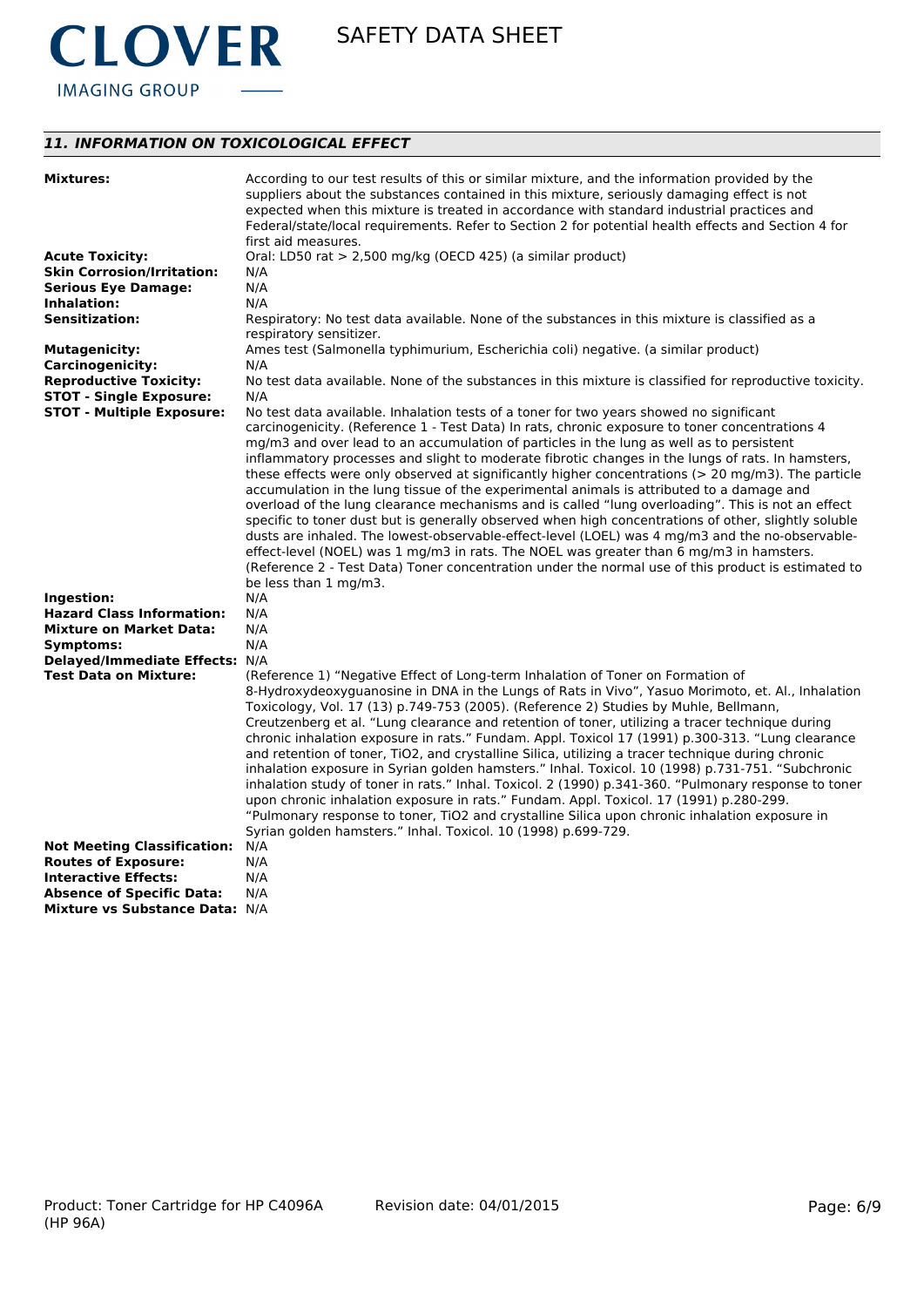## 11. INFORMATION ON TOXICOLOGICAL EFFECT

**Mixtures:** According to our test results of this or similar mixture, and the information provided by the suppliers about the substances contained in this mixture, seriously damaging effect is not expected when this mixture is treated in accordance with standard industrial practices and Federal/state/local requirements. Refer to Section 2 for potential health effects and Section 4 for first aid measures.

**Acute Toxicity:** Oral: LD50 rat > 2,500 mg/kg (OECD 425) (a similar product)

**Skin Corrosion/Irritation:** N/A

**Serious Eye Damage:** N/A

**Inhalation:** N/A

**Sensitization:** Respiratory: No test data available. None of the substances in this mixture is classified as a respiratory sensitizer.

**Mutagenicity:** Ames test (Salmonella typhimurium, Escherichia coli) negative. (a similar product)

**Carcinogenicity:** N/A

**Reproductive Toxicity:** No test data available. None of the substances in this mixture is classified for reproductive toxicity.

**STOT - Single Exposure:** N/A

**STOT - Multiple Exposure:** No test data available. Inhalation tests of a toner for two years showed no significant carcinogenicity. (Reference 1 - Test Data) In rats, chronic exposure to toner concentrations 4 mg/m3 and over lead to an accumulation of particles in the lung as well as to persistent inflammatory processes and slight to moderate fibrotic changes in the lungs of rats. In hamsters, these effects were only observed at significantly higher concentrations (> 20 mg/m3). The particle accumulation in the lung tissue of the experimental animals is attributed to a damage and overload of the lung clearance mechanisms and is called "lung overloading". This is not an effect specific to toner dust but is generally observed when high concentrations of other, slightly soluble dusts are inhaled. The lowest-observable-effect-level (LOEL) was 4 mg/m3 and the no-observable-effect-level (NOEL) was 1 mg/m3 in rats. The NOEL was greater than 6 mg/m3 in hamsters. (Reference 2 - Test Data) Toner concentration under the normal use of this product is estimated to be less than 1 mg/m3.

**Ingestion:** N/A

**Hazard Class Information:** N/A

**Mixture on Market Data:** N/A

**Symptoms:** N/A

**Delayed/Immediate Effects:** N/A

**Test Data on Mixture:** (Reference 1) "Negative Effect of Long-term Inhalation of Toner on Formation of 8-Hydroxydeoxyguanosine in DNA in the Lungs of Rats in Vivo", Yasuo Morimoto, et. Al., Inhalation Toxicology, Vol. 17 (13) p.749-753 (2005). (Reference 2) Studies by Muhle, Bellmann, Creutzenberg et al. "Lung clearance and retention of toner, utilizing a tracer technique during chronic inhalation exposure in rats." Fundam. Appl. Toxicol 17 (1991) p.300-313. "Lung clearance and retention of toner, TiO2, and crystalline Silica, utilizing a tracer technique during chronic inhalation exposure in Syrian golden hamsters." Inhal. Toxicol. 10 (1998) p.731-751. "Subchronic inhalation study of toner in rats." Inhal. Toxicol. 2 (1990) p.341-360. "Pulmonary response to toner upon chronic inhalation exposure in rats." Fundam. Appl. Toxicol. 17 (1991) p.280-299. "Pulmonary response to toner, TiO2 and crystalline Silica upon chronic inhalation exposure in Syrian golden hamsters." Inhal. Toxicol. 10 (1998) p.699-729.

**Not Meeting Classification:** N/A

**Routes of Exposure:** N/A

**Interactive Effects:** N/A

**Absence of Specific Data:** N/A

**Mixture vs Substance Data:** N/A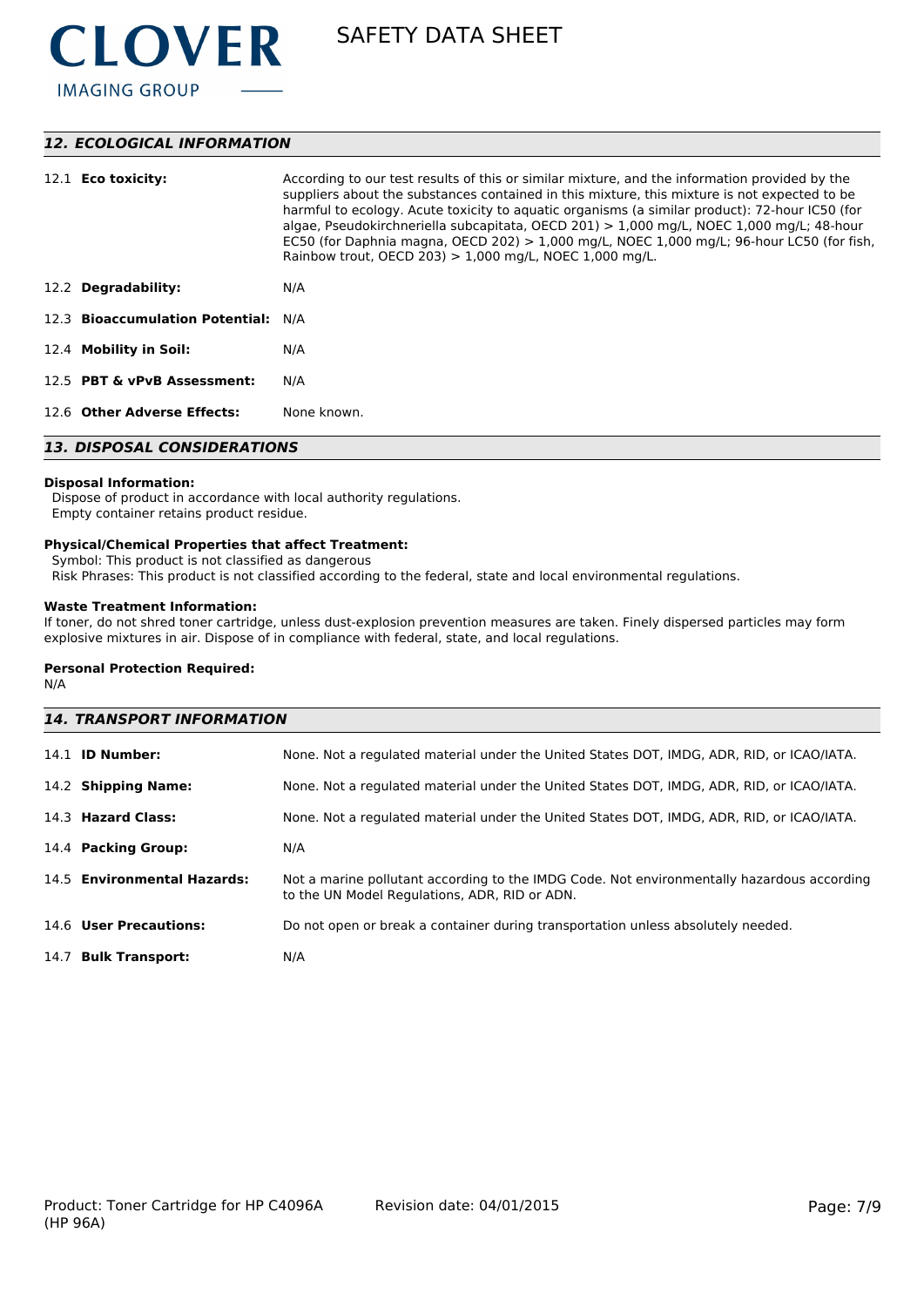## 12. ECOLOGICAL INFORMATION

| | |
|---|---|
| 12.1 **Eco toxicity:** | According to our test results of this or similar mixture, and the information provided by the suppliers about the substances contained in this mixture, this mixture is not expected to be harmful to ecology. Acute toxicity to aquatic organisms (a similar product): 72-hour IC50 (for algae, Pseudokirchneriella subcapitata, OECD 201) > 1,000 mg/L, NOEC 1,000 mg/L; 48-hour EC50 (for Daphnia magna, OECD 202) > 1,000 mg/L, NOEC 1,000 mg/L; 96-hour LC50 (for fish, Rainbow trout, OECD 203) > 1,000 mg/L, NOEC 1,000 mg/L. |
| 12.2 **Degradability:** | N/A |
| 12.3 **Bioaccumulation Potential:** | N/A |
| 12.4 **Mobility in Soil:** | N/A |
| 12.5 **PBT & vPvB Assessment:** | N/A |
| 12.6 **Other Adverse Effects:** | None known. |

## 13. DISPOSAL CONSIDERATIONS

**Disposal Information:**
Dispose of product in accordance with local authority regulations.
Empty container retains product residue.

**Physical/Chemical Properties that affect Treatment:**
Symbol: This product is not classified as dangerous
Risk Phrases: This product is not classified according to the federal, state and local environmental regulations.

**Waste Treatment Information:**
If toner, do not shred toner cartridge, unless dust-explosion prevention measures are taken. Finely dispersed particles may form explosive mixtures in air. Dispose of in compliance with federal, state, and local regulations.

**Personal Protection Required:**
N/A

## 14. TRANSPORT INFORMATION

| | |
|---|---|
| 14.1 **ID Number:** | None. Not a regulated material under the United States DOT, IMDG, ADR, RID, or ICAO/IATA. |
| 14.2 **Shipping Name:** | None. Not a regulated material under the United States DOT, IMDG, ADR, RID, or ICAO/IATA. |
| 14.3 **Hazard Class:** | None. Not a regulated material under the United States DOT, IMDG, ADR, RID, or ICAO/IATA. |
| 14.4 **Packing Group:** | N/A |
| 14.5 **Environmental Hazards:** | Not a marine pollutant according to the IMDG Code. Not environmentally hazardous according to the UN Model Regulations, ADR, RID or ADN. |
| 14.6 **User Precautions:** | Do not open or break a container during transportation unless absolutely needed. |
| 14.7 **Bulk Transport:** | N/A |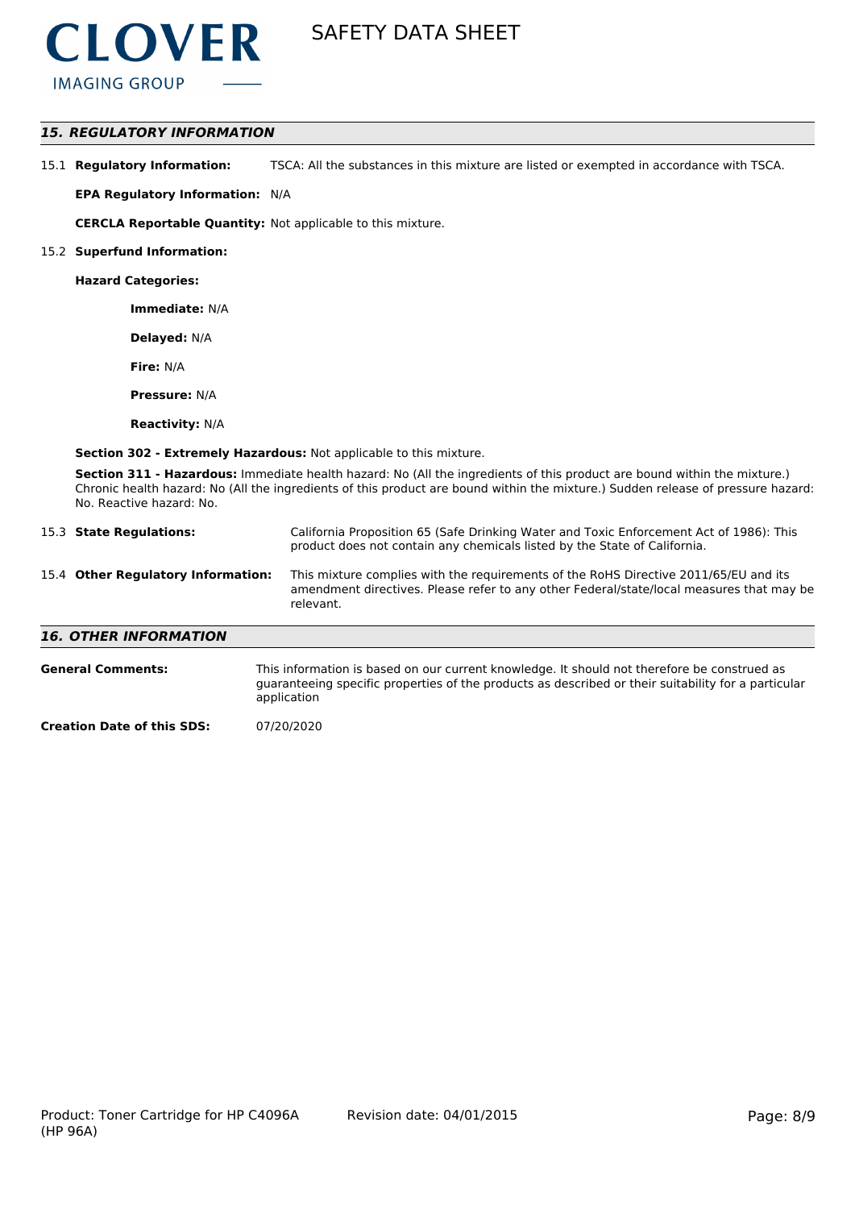## 15. REGULATORY INFORMATION

15.1 **Regulatory Information:** TSCA: All the substances in this mixture are listed or exempted in accordance with TSCA.

**EPA Regulatory Information:** N/A

**CERCLA Reportable Quantity:** Not applicable to this mixture.

15.2 **Superfund Information:**

**Hazard Categories:**

**Immediate:** N/A

**Delayed:** N/A

**Fire:** N/A

**Pressure:** N/A

**Reactivity:** N/A

**Section 302 - Extremely Hazardous:** Not applicable to this mixture.

**Section 311 - Hazardous:** Immediate health hazard: No (All the ingredients of this product are bound within the mixture.) Chronic health hazard: No (All the ingredients of this product are bound within the mixture.) Sudden release of pressure hazard: No. Reactive hazard: No.

15.3 **State Regulations:** California Proposition 65 (Safe Drinking Water and Toxic Enforcement Act of 1986): This product does not contain any chemicals listed by the State of California.

15.4 **Other Regulatory Information:** This mixture complies with the requirements of the RoHS Directive 2011/65/EU and its amendment directives. Please refer to any other Federal/state/local measures that may be relevant.

## 16. OTHER INFORMATION

**General Comments:** This information is based on our current knowledge. It should not therefore be construed as guaranteeing specific properties of the products as described or their suitability for a particular application

**Creation Date of this SDS:** 07/20/2020

Product: Toner Cartridge for HP C4096A (HP 96A)

Revision date: 04/01/2015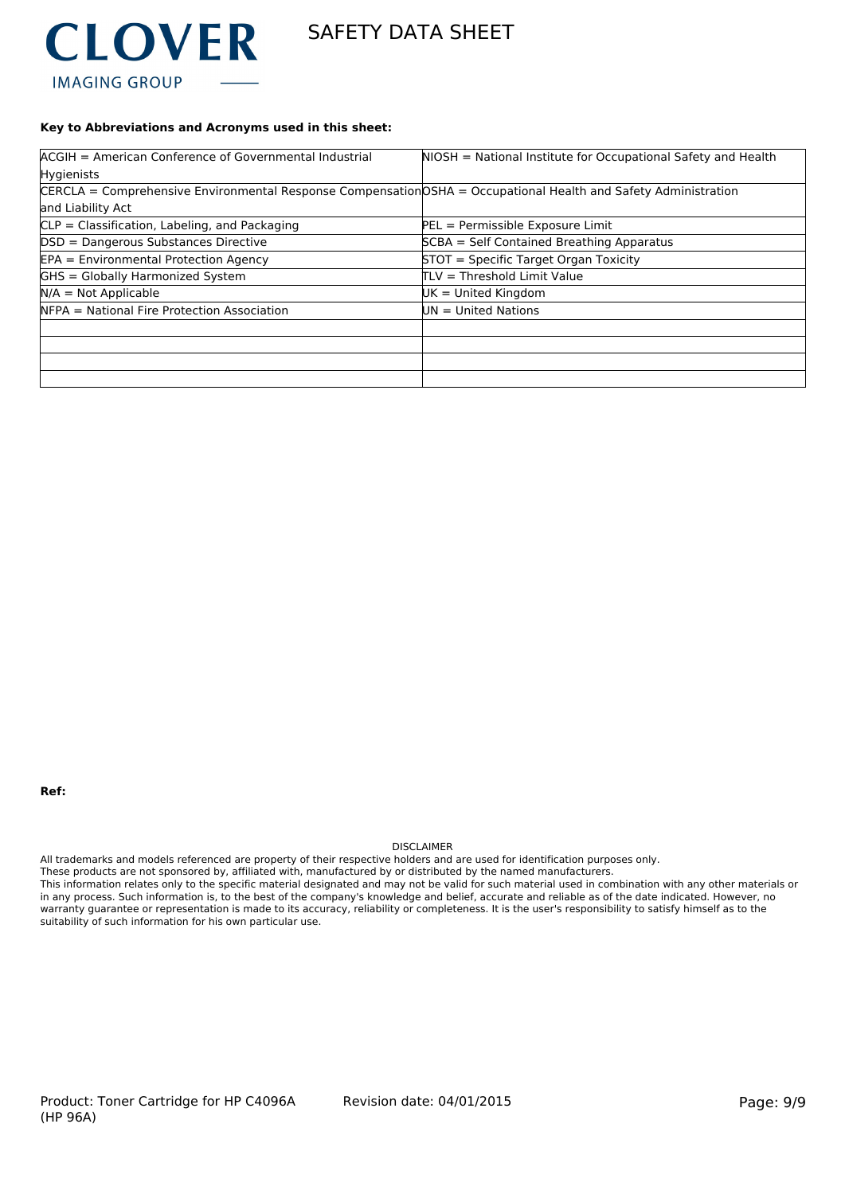**Key to Abbreviations and Acronyms used in this sheet:**

| | |
|---|---|
| ACGIH = American Conference of Governmental Industrial Hygienists | NIOSH = National Institute for Occupational Safety and Health |
| CERCLA = Comprehensive Environmental Response Compensation and Liability Act | OSHA = Occupational Health and Safety Administration |
| CLP = Classification, Labeling, and Packaging | PEL = Permissible Exposure Limit |
| DSD = Dangerous Substances Directive | SCBA = Self Contained Breathing Apparatus |
| EPA = Environmental Protection Agency | STOT = Specific Target Organ Toxicity |
| GHS = Globally Harmonized System | TLV = Threshold Limit Value |
| N/A = Not Applicable | UK = United Kingdom |
| NFPA = National Fire Protection Association | UN = United Nations |
| | |
| | |
| | |
| | |

**Ref:**

DISCLAIMER

All trademarks and models referenced are property of their respective holders and are used for identification purposes only.
These products are not sponsored by, affiliated with, manufactured by or distributed by the named manufacturers.
This information relates only to the specific material designated and may not be valid for such material used in combination with any other materials or in any process. Such information is, to the best of the company's knowledge and belief, accurate and reliable as of the date indicated. However, no warranty guarantee or representation is made to its accuracy, reliability or completeness. It is the user's responsibility to satisfy himself as to the suitability of such information for his own particular use.